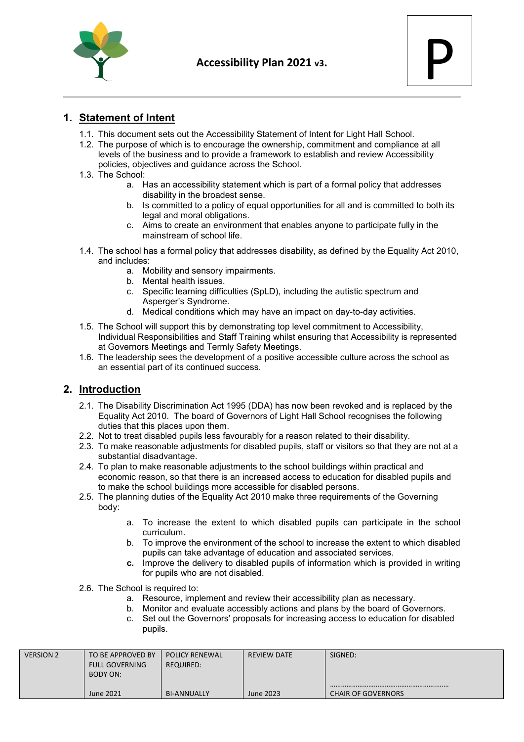# Accessibility Plan 2021 v3.

P

## 1. Statement of Intent

1.1. This document sets out the Accessibility Statement of Intent for Light Hall School.

1.2. The purpose of which is to encourage the ownership, commitment and compliance at all levels of the business and to provide a framework to establish and review Accessibility policies, objectives and guidance across the School.

1.3. The School:

   a. Has an accessibility statement which is part of a formal policy that addresses disability in the broadest sense.
   b. Is committed to a policy of equal opportunities for all and is committed to both its legal and moral obligations.
   c. Aims to create an environment that enables anyone to participate fully in the mainstream of school life.

1.4. The school has a formal policy that addresses disability, as defined by the Equality Act 2010, and includes:

   a. Mobility and sensory impairments.
   b. Mental health issues.
   c. Specific learning difficulties (SpLD), including the autistic spectrum and Asperger's Syndrome.
   d. Medical conditions which may have an impact on day-to-day activities.

1.5. The School will support this by demonstrating top level commitment to Accessibility, Individual Responsibilities and Staff Training whilst ensuring that Accessibility is represented at Governors Meetings and Termly Safety Meetings.

1.6. The leadership sees the development of a positive accessible culture across the school as an essential part of its continued success.

## 2. Introduction

2.1. The Disability Discrimination Act 1995 (DDA) has now been revoked and is replaced by the Equality Act 2010. The board of Governors of Light Hall School recognises the following duties that this places upon them.

2.2. Not to treat disabled pupils less favourably for a reason related to their disability.

2.3. To make reasonable adjustments for disabled pupils, staff or visitors so that they are not at a substantial disadvantage.

2.4. To plan to make reasonable adjustments to the school buildings within practical and economic reason, so that there is an increased access to education for disabled pupils and to make the school buildings more accessible for disabled persons.

2.5. The planning duties of the Equality Act 2010 make three requirements of the Governing body:

   a. To increase the extent to which disabled pupils can participate in the school curriculum.
   b. To improve the environment of the school to increase the extent to which disabled pupils can take advantage of education and associated services.
   **c.** Improve the delivery to disabled pupils of information which is provided in writing for pupils who are not disabled.

2.6. The School is required to:

   a. Resource, implement and review their accessibility plan as necessary.
   b. Monitor and evaluate accessibly actions and plans by the board of Governors.
   c. Set out the Governors' proposals for increasing access to education for disabled pupils.

| VERSION 2 | TO BE APPROVED BY FULL GOVERNING BODY ON: June 2021 | POLICY RENEWAL REQUIRED: BI-ANNUALLY | REVIEW DATE June 2023 | SIGNED: ………………………………………………………… CHAIR OF GOVERNORS |
|---|---|---|---|---|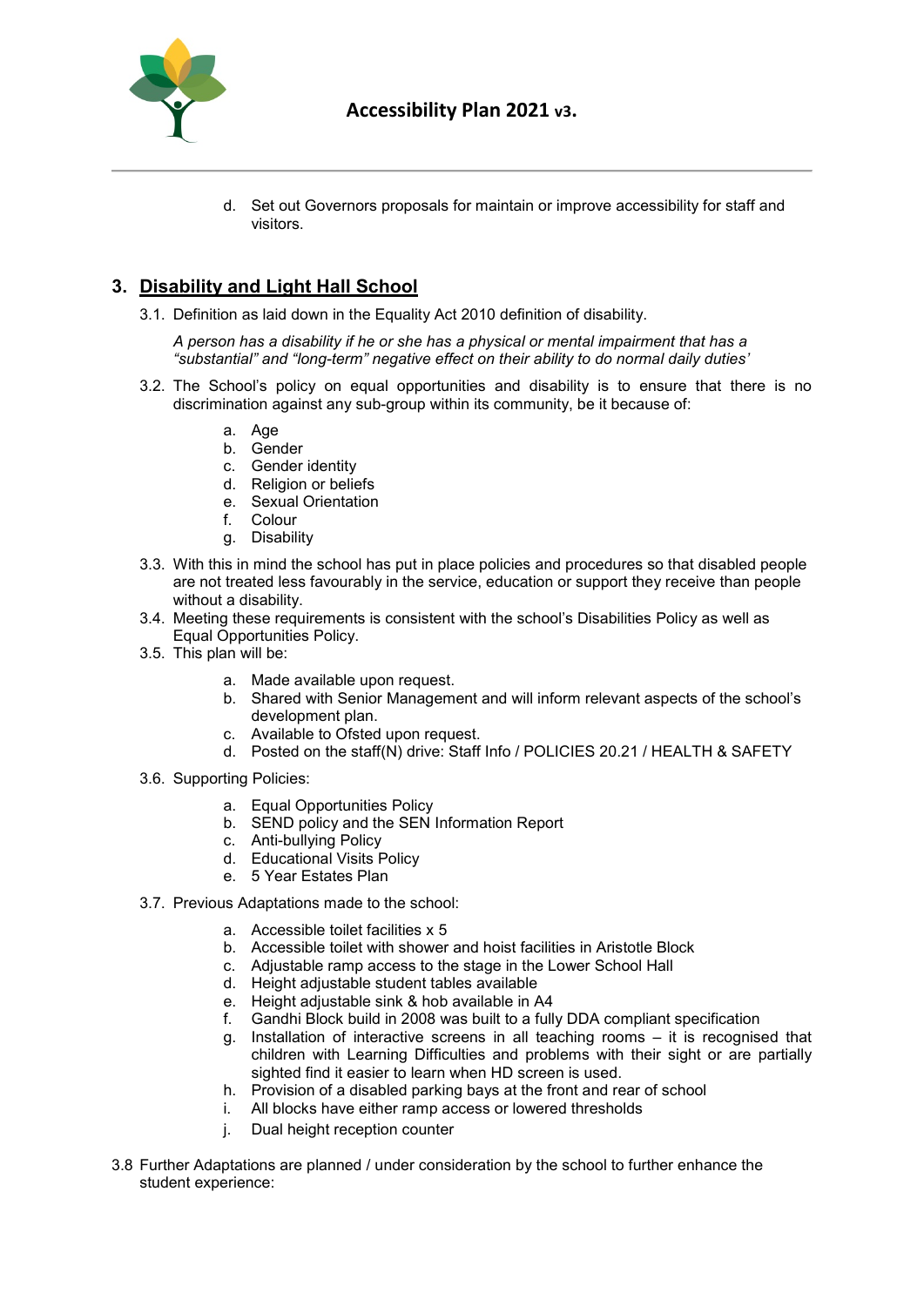d. Set out Governors proposals for maintain or improve accessibility for staff and visitors.

## 3. Disability and Light Hall School

3.1. Definition as laid down in the Equality Act 2010 definition of disability.

*A person has a disability if he or she has a physical or mental impairment that has a "substantial" and "long-term" negative effect on their ability to do normal daily duties'*

3.2. The School's policy on equal opportunities and disability is to ensure that there is no discrimination against any sub-group within its community, be it because of:

a. Age
b. Gender
c. Gender identity
d. Religion or beliefs
e. Sexual Orientation
f. Colour
g. Disability

3.3. With this in mind the school has put in place policies and procedures so that disabled people are not treated less favourably in the service, education or support they receive than people without a disability.

3.4. Meeting these requirements is consistent with the school's Disabilities Policy as well as Equal Opportunities Policy.

3.5. This plan will be:

a. Made available upon request.
b. Shared with Senior Management and will inform relevant aspects of the school's development plan.
c. Available to Ofsted upon request.
d. Posted on the staff(N) drive: Staff Info / POLICIES 20.21 / HEALTH & SAFETY

3.6. Supporting Policies:

a. Equal Opportunities Policy
b. SEND policy and the SEN Information Report
c. Anti-bullying Policy
d. Educational Visits Policy
e. 5 Year Estates Plan

3.7. Previous Adaptations made to the school:

a. Accessible toilet facilities x 5
b. Accessible toilet with shower and hoist facilities in Aristotle Block
c. Adjustable ramp access to the stage in the Lower School Hall
d. Height adjustable student tables available
e. Height adjustable sink & hob available in A4
f. Gandhi Block build in 2008 was built to a fully DDA compliant specification
g. Installation of interactive screens in all teaching rooms – it is recognised that children with Learning Difficulties and problems with their sight or are partially sighted find it easier to learn when HD screen is used.
h. Provision of a disabled parking bays at the front and rear of school
i. All blocks have either ramp access or lowered thresholds
j. Dual height reception counter

3.8 Further Adaptations are planned / under consideration by the school to further enhance the student experience: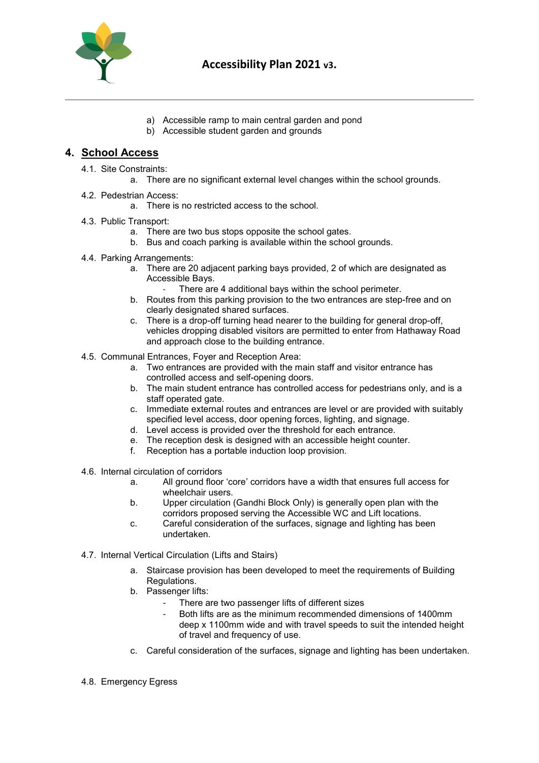a) Accessible ramp to main central garden and pond
b) Accessible student garden and grounds

## 4. School Access

4.1. Site Constraints:
   a. There are no significant external level changes within the school grounds.

4.2. Pedestrian Access:
   a. There is no restricted access to the school.

4.3. Public Transport:
   a. There are two bus stops opposite the school gates.
   b. Bus and coach parking is available within the school grounds.

4.4. Parking Arrangements:
   a. There are 20 adjacent parking bays provided, 2 of which are designated as Accessible Bays.
      - There are 4 additional bays within the school perimeter.
   b. Routes from this parking provision to the two entrances are step-free and on clearly designated shared surfaces.
   c. There is a drop-off turning head nearer to the building for general drop-off, vehicles dropping disabled visitors are permitted to enter from Hathaway Road and approach close to the building entrance.

4.5. Communal Entrances, Foyer and Reception Area:
   a. Two entrances are provided with the main staff and visitor entrance has controlled access and self-opening doors.
   b. The main student entrance has controlled access for pedestrians only, and is a staff operated gate.
   c. Immediate external routes and entrances are level or are provided with suitably specified level access, door opening forces, lighting, and signage.
   d. Level access is provided over the threshold for each entrance.
   e. The reception desk is designed with an accessible height counter.
   f. Reception has a portable induction loop provision.

4.6. Internal circulation of corridors
   a. All ground floor 'core' corridors have a width that ensures full access for wheelchair users.
   b. Upper circulation (Gandhi Block Only) is generally open plan with the corridors proposed serving the Accessible WC and Lift locations.
   c. Careful consideration of the surfaces, signage and lighting has been undertaken.

4.7. Internal Vertical Circulation (Lifts and Stairs)
   a. Staircase provision has been developed to meet the requirements of Building Regulations.
   b. Passenger lifts:
      - There are two passenger lifts of different sizes
      - Both lifts are as the minimum recommended dimensions of 1400mm deep x 1100mm wide and with travel speeds to suit the intended height of travel and frequency of use.
   c. Careful consideration of the surfaces, signage and lighting has been undertaken.

4.8. Emergency Egress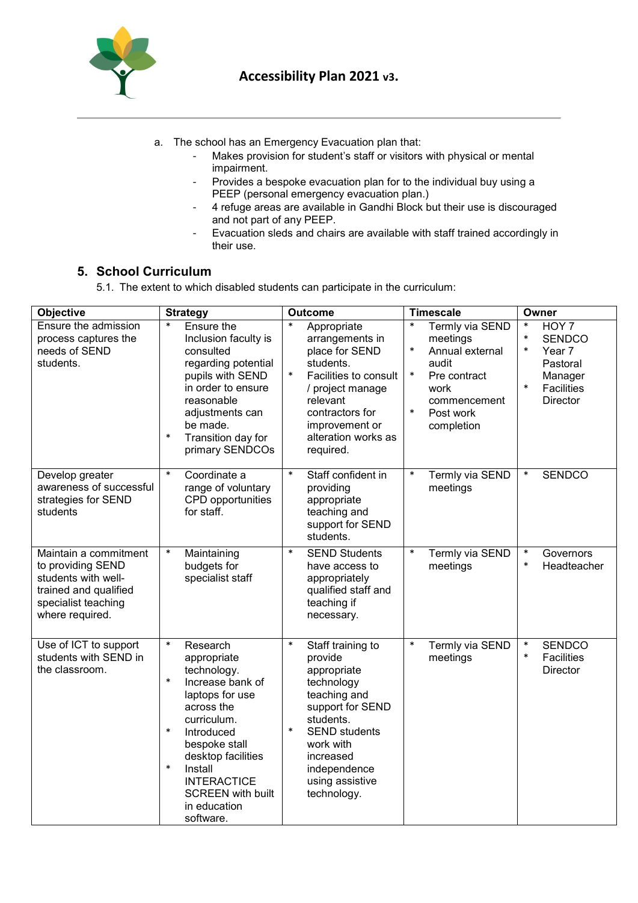a. The school has an Emergency Evacuation plan that:
   - Makes provision for student's staff or visitors with physical or mental impairment.
   - Provides a bespoke evacuation plan for to the individual buy using a PEEP (personal emergency evacuation plan.)
   - 4 refuge areas are available in Gandhi Block but their use is discouraged and not part of any PEEP.
   - Evacuation sleds and chairs are available with staff trained accordingly in their use.

## 5. School Curriculum

5.1. The extent to which disabled students can participate in the curriculum:

| Objective | Strategy | Outcome | Timescale | Owner |
|---|---|---|---|---|
| Ensure the admission process captures the needs of SEND students. | * Ensure the Inclusion faculty is consulted regarding potential pupils with SEND in order to ensure reasonable adjustments can be made.<br>* Transition day for primary SENDCOs | * Appropriate arrangements in place for SEND students.<br>* Facilities to consult / project manage relevant contractors for improvement or alteration works as required. | * Termly via SEND meetings<br>* Annual external audit<br>* Pre contract work commencement<br>* Post work completion | * HOY 7<br>* SENDCO<br>* Year 7 Pastoral Manager<br>* Facilities Director |
| Develop greater awareness of successful strategies for SEND students | * Coordinate a range of voluntary CPD opportunities for staff. | * Staff confident in providing appropriate teaching and support for SEND students. | * Termly via SEND meetings | * SENDCO |
| Maintain a commitment to providing SEND students with well-trained and qualified specialist teaching where required. | * Maintaining budgets for specialist staff | * SEND Students have access to appropriately qualified staff and teaching if necessary. | * Termly via SEND meetings | * Governors<br>* Headteacher |
| Use of ICT to support students with SEND in the classroom. | * Research appropriate technology.<br>* Increase bank of laptops for use across the curriculum.<br>* Introduced bespoke stall desktop facilities<br>* Install INTERACTICE SCREEN with built in education software. | * Staff training to provide appropriate technology teaching and support for SEND students.<br>* SEND students work with increased independence using assistive technology. | * Termly via SEND meetings | * SENDCO<br>* Facilities Director |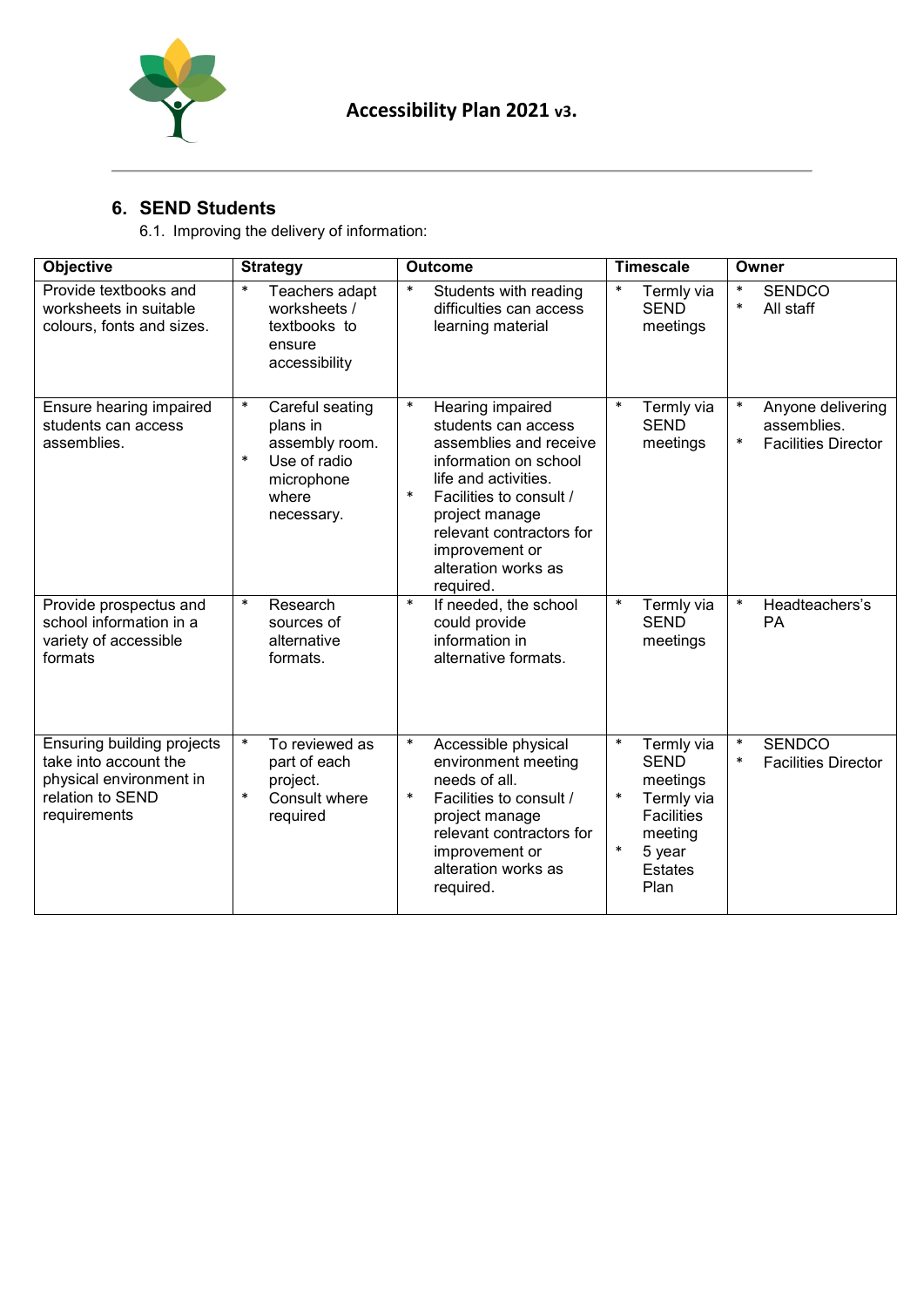# Accessibility Plan 2021 v3.

## 6. SEND Students

6.1. Improving the delivery of information:

| Objective | Strategy | Outcome | Timescale | Owner |
|---|---|---|---|---|
| Provide textbooks and worksheets in suitable colours, fonts and sizes. | * Teachers adapt worksheets / textbooks to ensure accessibility | * Students with reading difficulties can access learning material | * Termly via SEND meetings | * SENDCO<br>* All staff |
| Ensure hearing impaired students can access assemblies. | * Careful seating plans in assembly room.<br>* Use of radio microphone where necessary. | * Hearing impaired students can access assemblies and receive information on school life and activities.<br>* Facilities to consult / project manage relevant contractors for improvement or alteration works as required. | * Termly via SEND meetings | * Anyone delivering assemblies.<br>* Facilities Director |
| Provide prospectus and school information in a variety of accessible formats | * Research sources of alternative formats. | * If needed, the school could provide information in alternative formats. | * Termly via SEND meetings | * Headteachers's PA |
| Ensuring building projects take into account the physical environment in relation to SEND requirements | * To reviewed as part of each project.<br>* Consult where required | * Accessible physical environment meeting needs of all.<br>* Facilities to consult / project manage relevant contractors for improvement or alteration works as required. | * Termly via SEND meetings<br>* Termly via Facilities meeting<br>* 5 year Estates Plan | * SENDCO<br>* Facilities Director |